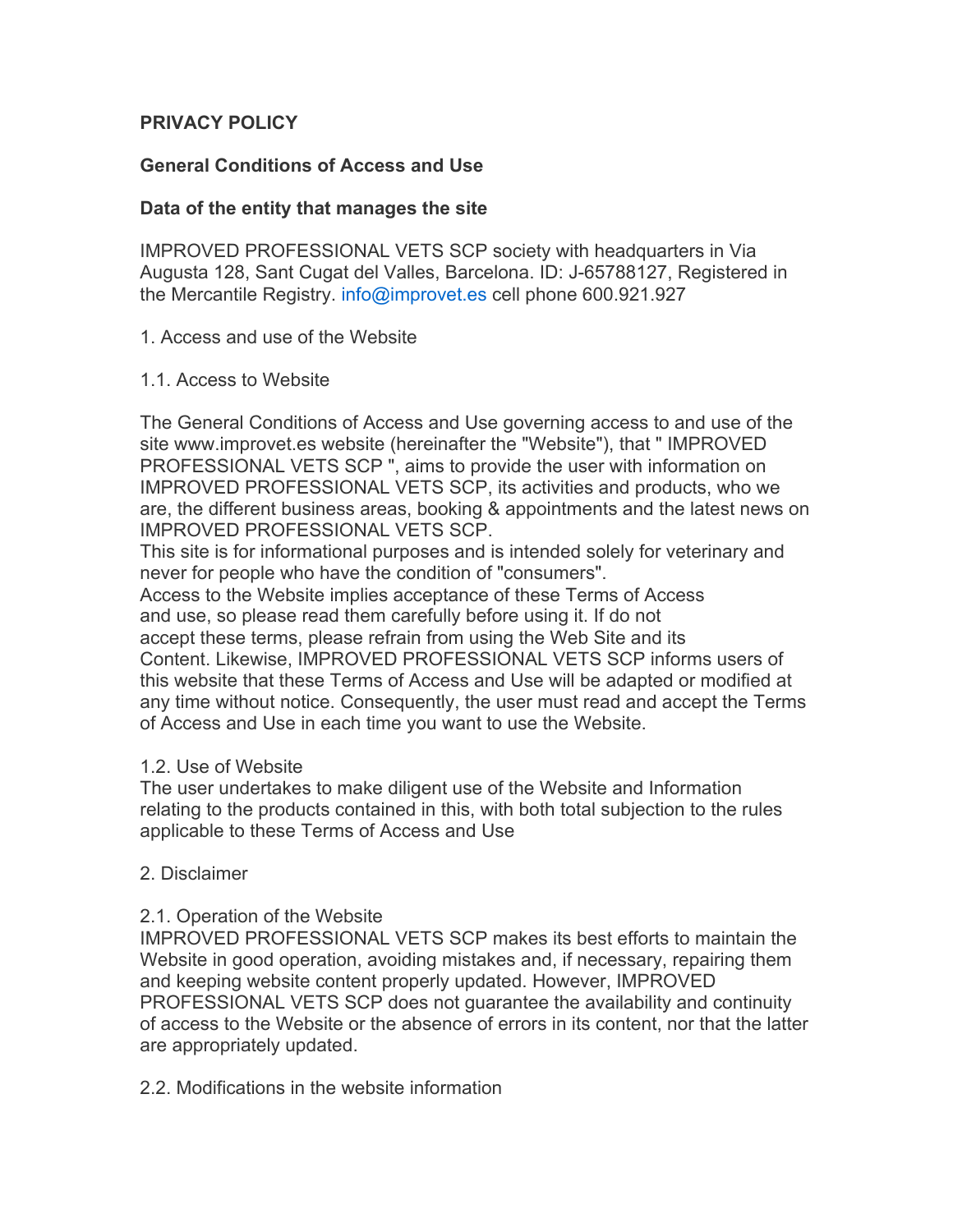**PRIVACY POLICY**

**General Conditions of Access and Use**

**Data of the entity that manages the site**

IMPROVED PROFESSIONAL VETS SCP society with headquarters in Via Augusta 128, Sant Cugat del Valles, Barcelona. ID: J-65788127, Registered in the Mercantile Registry. info@improvet.es cell phone 600.921.927

1. Access and use of the Website

1.1. Access to Website

The General Conditions of Access and Use governing access to and use of the site www.improvet.es website (hereinafter the "Website"), that " IMPROVED PROFESSIONAL VETS SCP ", aims to provide the user with information on IMPROVED PROFESSIONAL VETS SCP, its activities and products, who we are, the different business areas, booking & appointments and the latest news on IMPROVED PROFESSIONAL VETS SCP.
This site is for informational purposes and is intended solely for veterinary and never for people who have the condition of "consumers".
Access to the Website implies acceptance of these Terms of Access and use, so please read them carefully before using it. If do not accept these terms, please refrain from using the Web Site and its Content. Likewise, IMPROVED PROFESSIONAL VETS SCP informs users of this website that these Terms of Access and Use will be adapted or modified at any time without notice. Consequently, the user must read and accept the Terms of Access and Use in each time you want to use the Website.

1.2. Use of Website
The user undertakes to make diligent use of the Website and Information relating to the products contained in this, with both total subjection to the rules applicable to these Terms of Access and Use

2. Disclaimer

2.1. Operation of the Website
IMPROVED PROFESSIONAL VETS SCP makes its best efforts to maintain the Website in good operation, avoiding mistakes and, if necessary, repairing them and keeping website content properly updated. However, IMPROVED PROFESSIONAL VETS SCP does not guarantee the availability and continuity of access to the Website or the absence of errors in its content, nor that the latter are appropriately updated.

2.2. Modifications in the website information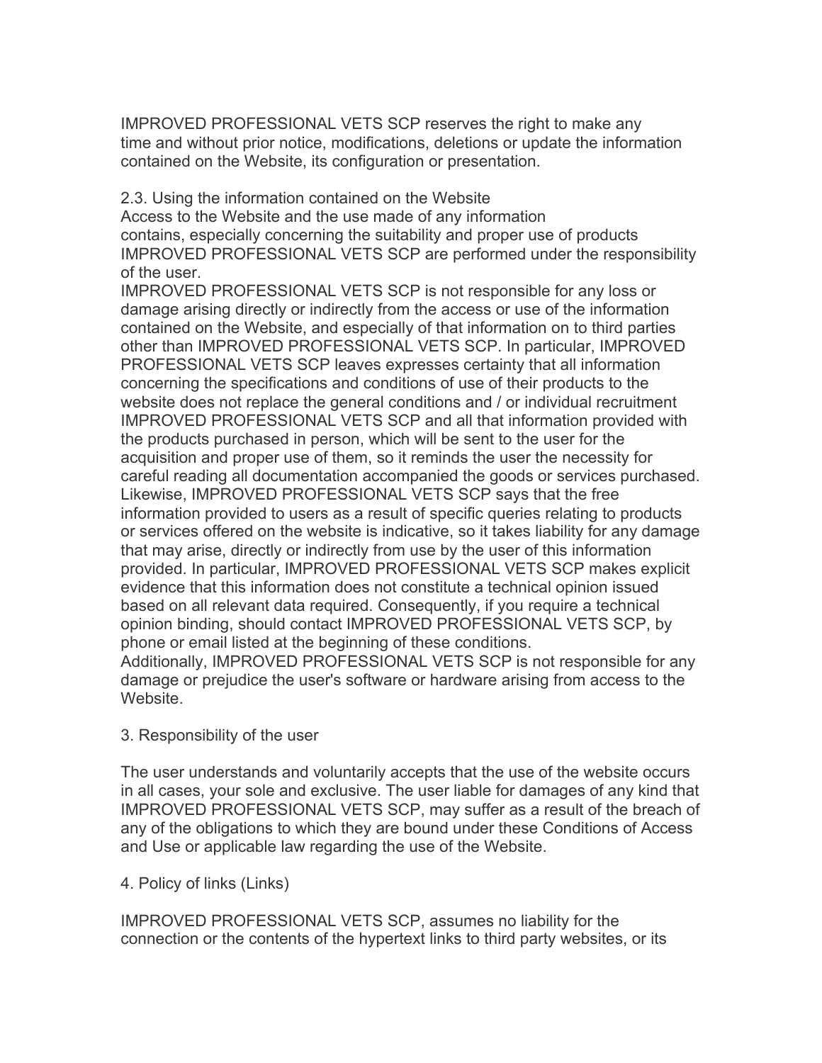IMPROVED PROFESSIONAL VETS SCP reserves the right to make any time and without prior notice, modifications, deletions or update the information contained on the Website, its configuration or presentation.

2.3. Using the information contained on the Website

Access to the Website and the use made of any information contains, especially concerning the suitability and proper use of products IMPROVED PROFESSIONAL VETS SCP are performed under the responsibility of the user.

IMPROVED PROFESSIONAL VETS SCP is not responsible for any loss or damage arising directly or indirectly from the access or use of the information contained on the Website, and especially of that information on to third parties other than IMPROVED PROFESSIONAL VETS SCP. In particular, IMPROVED PROFESSIONAL VETS SCP leaves expresses certainty that all information concerning the specifications and conditions of use of their products to the website does not replace the general conditions and / or individual recruitment IMPROVED PROFESSIONAL VETS SCP and all that information provided with the products purchased in person, which will be sent to the user for the acquisition and proper use of them, so it reminds the user the necessity for careful reading all documentation accompanied the goods or services purchased. Likewise, IMPROVED PROFESSIONAL VETS SCP says that the free information provided to users as a result of specific queries relating to products or services offered on the website is indicative, so it takes liability for any damage that may arise, directly or indirectly from use by the user of this information provided. In particular, IMPROVED PROFESSIONAL VETS SCP makes explicit evidence that this information does not constitute a technical opinion issued based on all relevant data required. Consequently, if you require a technical opinion binding, should contact IMPROVED PROFESSIONAL VETS SCP, by phone or email listed at the beginning of these conditions.

Additionally, IMPROVED PROFESSIONAL VETS SCP is not responsible for any damage or prejudice the user's software or hardware arising from access to the Website.

3. Responsibility of the user

The user understands and voluntarily accepts that the use of the website occurs in all cases, your sole and exclusive. The user liable for damages of any kind that IMPROVED PROFESSIONAL VETS SCP, may suffer as a result of the breach of any of the obligations to which they are bound under these Conditions of Access and Use or applicable law regarding the use of the Website.

4. Policy of links (Links)

IMPROVED PROFESSIONAL VETS SCP, assumes no liability for the connection or the contents of the hypertext links to third party websites, or its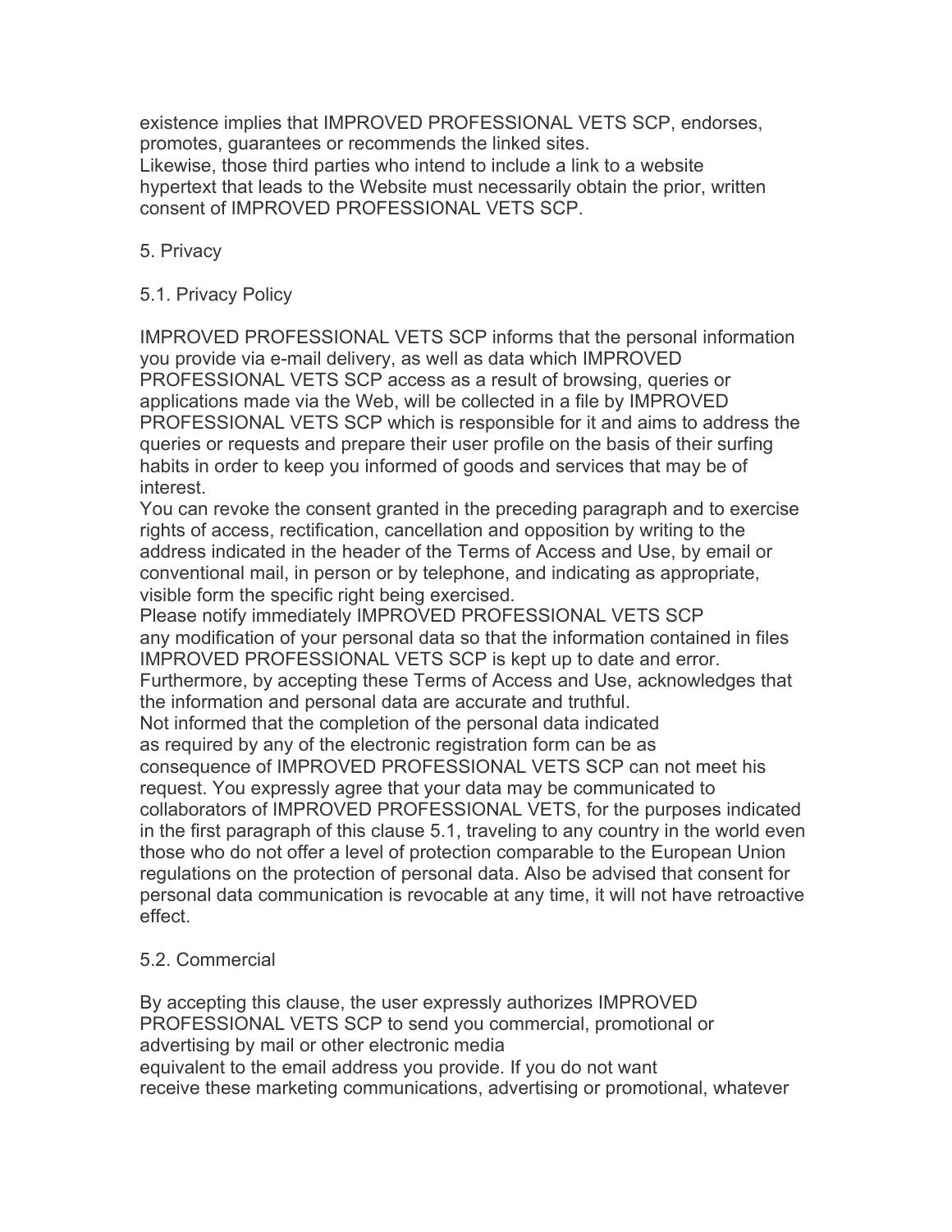existence implies that IMPROVED PROFESSIONAL VETS SCP, endorses, promotes, guarantees or recommends the linked sites.
Likewise, those third parties who intend to include a link to a website hypertext that leads to the Website must necessarily obtain the prior, written consent of IMPROVED PROFESSIONAL VETS SCP.

## 5. Privacy

### 5.1. Privacy Policy

IMPROVED PROFESSIONAL VETS SCP informs that the personal information you provide via e-mail delivery, as well as data which IMPROVED PROFESSIONAL VETS SCP access as a result of browsing, queries or applications made via the Web, will be collected in a file by IMPROVED PROFESSIONAL VETS SCP which is responsible for it and aims to address the queries or requests and prepare their user profile on the basis of their surfing habits in order to keep you informed of goods and services that may be of interest.
You can revoke the consent granted in the preceding paragraph and to exercise rights of access, rectification, cancellation and opposition by writing to the address indicated in the header of the Terms of Access and Use, by email or conventional mail, in person or by telephone, and indicating as appropriate, visible form the specific right being exercised.
Please notify immediately IMPROVED PROFESSIONAL VETS SCP any modification of your personal data so that the information contained in files IMPROVED PROFESSIONAL VETS SCP is kept up to date and error.
Furthermore, by accepting these Terms of Access and Use, acknowledges that the information and personal data are accurate and truthful.
Not informed that the completion of the personal data indicated as required by any of the electronic registration form can be as consequence of IMPROVED PROFESSIONAL VETS SCP can not meet his request. You expressly agree that your data may be communicated to collaborators of IMPROVED PROFESSIONAL VETS, for the purposes indicated in the first paragraph of this clause 5.1, traveling to any country in the world even those who do not offer a level of protection comparable to the European Union regulations on the protection of personal data. Also be advised that consent for personal data communication is revocable at any time, it will not have retroactive effect.

### 5.2. Commercial

By accepting this clause, the user expressly authorizes IMPROVED PROFESSIONAL VETS SCP to send you commercial, promotional or advertising by mail or other electronic media equivalent to the email address you provide. If you do not want receive these marketing communications, advertising or promotional, whatever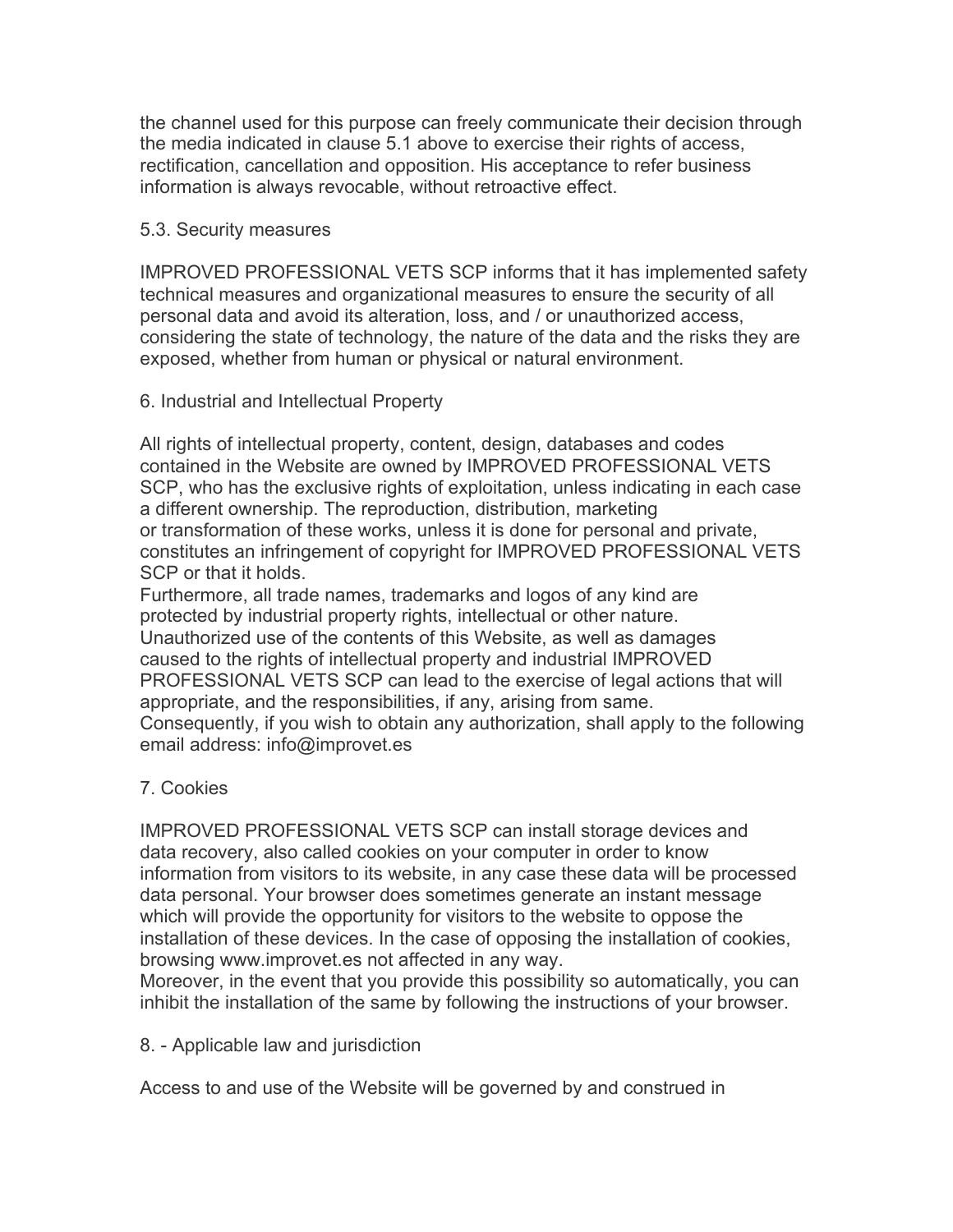the channel used for this purpose can freely communicate their decision through the media indicated in clause 5.1 above to exercise their rights of access, rectification, cancellation and opposition. His acceptance to refer business information is always revocable, without retroactive effect.

### 5.3. Security measures

IMPROVED PROFESSIONAL VETS SCP informs that it has implemented safety technical measures and organizational measures to ensure the security of all personal data and avoid its alteration, loss, and / or unauthorized access, considering the state of technology, the nature of the data and the risks they are exposed, whether from human or physical or natural environment.

## 6. Industrial and Intellectual Property

All rights of intellectual property, content, design, databases and codes contained in the Website are owned by IMPROVED PROFESSIONAL VETS SCP, who has the exclusive rights of exploitation, unless indicating in each case a different ownership. The reproduction, distribution, marketing or transformation of these works, unless it is done for personal and private, constitutes an infringement of copyright for IMPROVED PROFESSIONAL VETS SCP or that it holds.
Furthermore, all trade names, trademarks and logos of any kind are protected by industrial property rights, intellectual or other nature.
Unauthorized use of the contents of this Website, as well as damages caused to the rights of intellectual property and industrial IMPROVED PROFESSIONAL VETS SCP can lead to the exercise of legal actions that will appropriate, and the responsibilities, if any, arising from same.
Consequently, if you wish to obtain any authorization, shall apply to the following email address: info@improvet.es

## 7. Cookies

IMPROVED PROFESSIONAL VETS SCP can install storage devices and data recovery, also called cookies on your computer in order to know information from visitors to its website, in any case these data will be processed data personal. Your browser does sometimes generate an instant message which will provide the opportunity for visitors to the website to oppose the installation of these devices. In the case of opposing the installation of cookies, browsing www.improvet.es not affected in any way.
Moreover, in the event that you provide this possibility so automatically, you can inhibit the installation of the same by following the instructions of your browser.

## 8. - Applicable law and jurisdiction

Access to and use of the Website will be governed by and construed in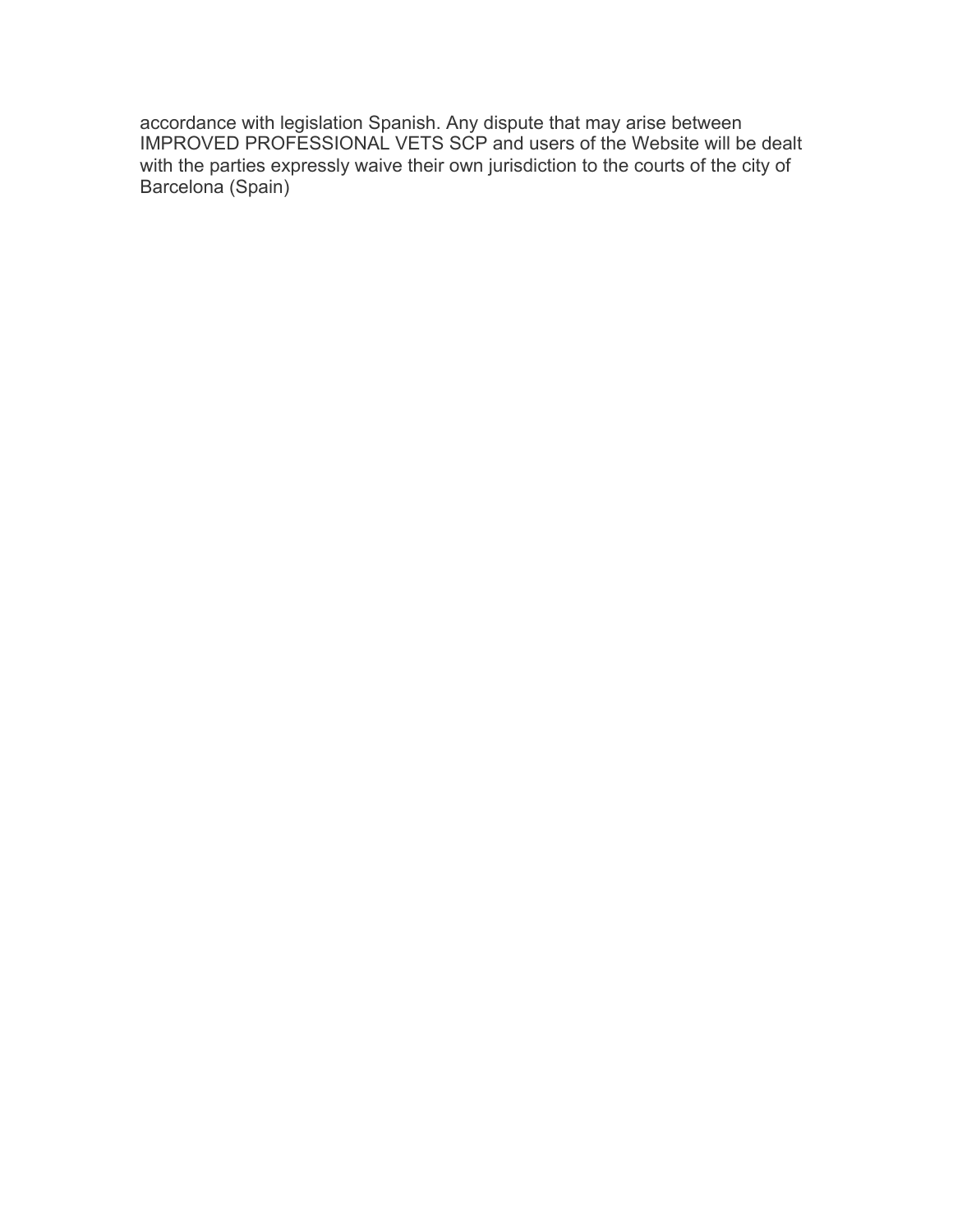accordance with legislation Spanish. Any dispute that may arise between IMPROVED PROFESSIONAL VETS SCP and users of the Website will be dealt with the parties expressly waive their own jurisdiction to the courts of the city of Barcelona (Spain)